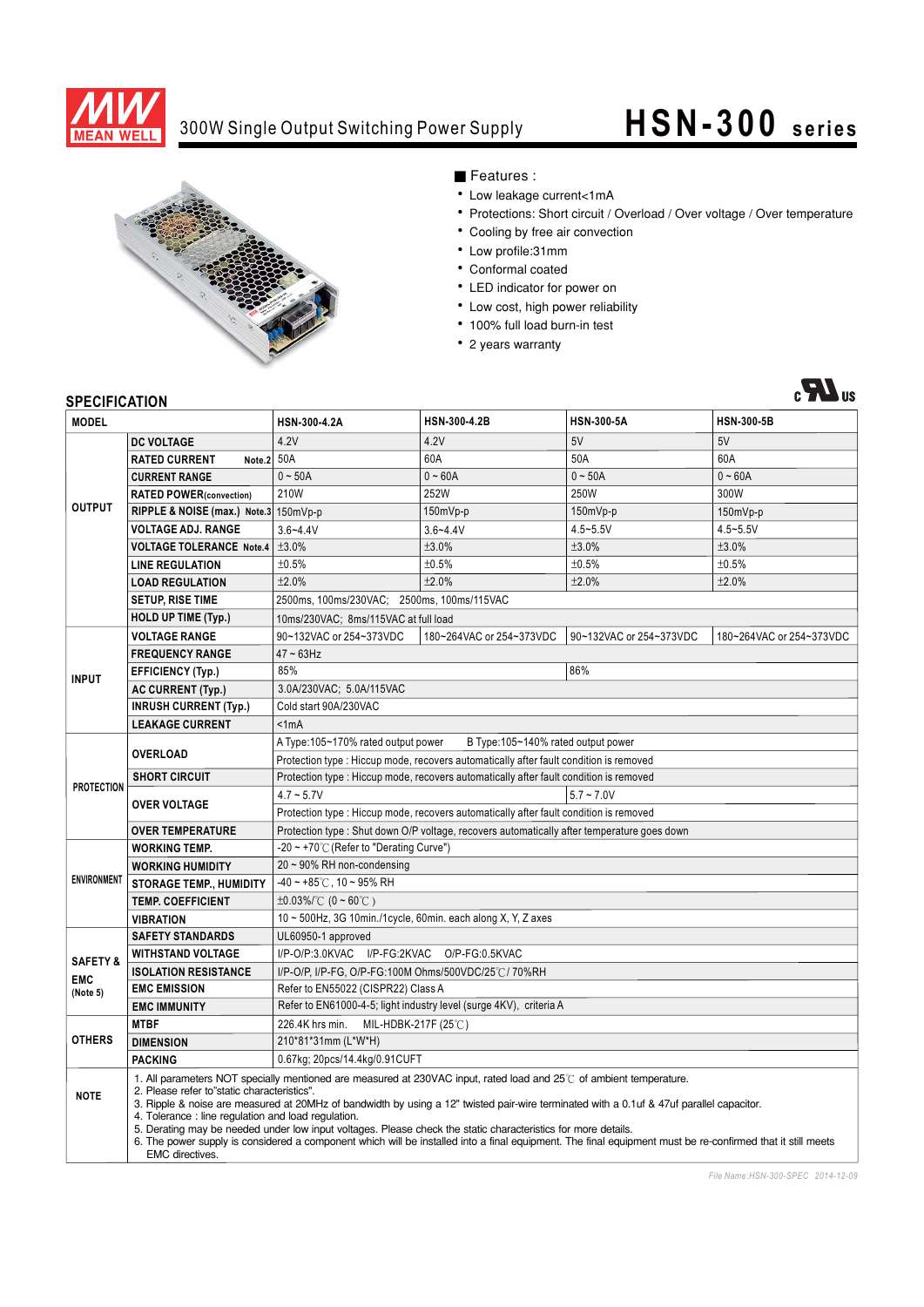# MEAN WELL

## 300W Single Output Switching Power Supply

# HSN-300 series

■ Features :

- Low leakage current<1mA
- Protections: Short circuit / Overload / Over voltage / Over temperature
- Cooling by free air convection
- Low profile:31mm
- Conformal coated
- LED indicator for power on
- Low cost, high power reliability
- 100% full load burn-in test
- 2 years warranty

## SPECIFICATION

| MODEL | | HSN-300-4.2A | HSN-300-4.2B | HSN-300-5A | HSN-300-5B |
|---|---|---|---|---|---|
| OUTPUT | DC VOLTAGE | 4.2V | 4.2V | 5V | 5V |
| | RATED CURRENT Note.2 | 50A | 60A | 50A | 60A |
| | CURRENT RANGE | 0 ~ 50A | 0 ~ 60A | 0 ~ 50A | 0 ~ 60A |
| | RATED POWER(convection) | 210W | 252W | 250W | 300W |
| | RIPPLE & NOISE (max.) Note.3 | 150mVp-p | 150mVp-p | 150mVp-p | 150mVp-p |
| | VOLTAGE ADJ. RANGE | 3.6~4.4V | 3.6~4.4V | 4.5~5.5V | 4.5~5.5V |
| | VOLTAGE TOLERANCE Note.4 | ±3.0% | ±3.0% | ±3.0% | ±3.0% |
| | LINE REGULATION | ±0.5% | ±0.5% | ±0.5% | ±0.5% |
| | LOAD REGULATION | ±2.0% | ±2.0% | ±2.0% | ±2.0% |
| | SETUP, RISE TIME | 2500ms, 100ms/230VAC; 2500ms, 100ms/115VAC | | | |
| | HOLD UP TIME (Typ.) | 10ms/230VAC; 8ms/115VAC at full load | | | |
| INPUT | VOLTAGE RANGE | 90~132VAC or 254~373VDC | 180~264VAC or 254~373VDC | 90~132VAC or 254~373VDC | 180~264VAC or 254~373VDC |
| | FREQUENCY RANGE | 47 ~ 63Hz | | | |
| | EFFICIENCY (Typ.) | 85% | | 86% | |
| | AC CURRENT (Typ.) | 3.0A/230VAC; 5.0A/115VAC | | | |
| | INRUSH CURRENT (Typ.) | Cold start 90A/230VAC | | | |
| | LEAKAGE CURRENT | <1mA | | | |
| PROTECTION | OVERLOAD | A Type:105~170% rated output power B Type:105~140% rated output power | | | |
| | | Protection type : Hiccup mode, recovers automatically after fault condition is removed | | | |
| | SHORT CIRCUIT | Protection type : Hiccup mode, recovers automatically after fault condition is removed | | | |
| | OVER VOLTAGE | 4.7 ~ 5.7V | | 5.7 ~ 7.0V | |
| | | Protection type : Hiccup mode, recovers automatically after fault condition is removed | | | |
| | OVER TEMPERATURE | Protection type : Shut down O/P voltage, recovers automatically after temperature goes down | | | |
| ENVIRONMENT | WORKING TEMP. | -20 ~ +70℃ (Refer to "Derating Curve") | | | |
| | WORKING HUMIDITY | 20 ~ 90% RH non-condensing | | | |
| | STORAGE TEMP., HUMIDITY | -40 ~ +85℃, 10 ~ 95% RH | | | |
| | TEMP. COEFFICIENT | ±0.03%/℃ (0 ~ 60℃) | | | |
| | VIBRATION | 10 ~ 500Hz, 3G 10min./1cycle, 60min. each along X, Y, Z axes | | | |
| SAFETY & EMC (Note 5) | SAFETY STANDARDS | UL60950-1 approved | | | |
| | WITHSTAND VOLTAGE | I/P-O/P:3.0KVAC I/P-FG:2KVAC O/P-FG:0.5KVAC | | | |
| | ISOLATION RESISTANCE | I/P-O/P, I/P-FG, O/P-FG:100M Ohms/500VDC/25℃/ 70%RH | | | |
| | EMC EMISSION | Refer to EN55022 (CISPR22) Class A | | | |
| | EMC IMMUNITY | Refer to EN61000-4-5; light industry level (surge 4KV), criteria A | | | |
| OTHERS | MTBF | 226.4K hrs min. MIL-HDBK-217F (25℃) | | | |
| | DIMENSION | 210*81*31mm (L*W*H) | | | |
| | PACKING | 0.67kg; 20pcs/14.4kg/0.91CUFT | | | |
| NOTE | 1. All parameters NOT specially mentioned are measured at 230VAC input, rated load and 25℃ of ambient temperature.<br>2. Please refer to"static characteristics".<br>3. Ripple & noise are measured at 20MHz of bandwidth by using a 12" twisted pair-wire terminated with a 0.1uf & 47uf parallel capacitor.<br>4. Tolerance : line regulation and load regulation.<br>5. Derating may be needed under low input voltages. Please check the static characteristics for more details.<br>6. The power supply is considered a component which will be installed into a final equipment. The final equipment must be re-confirmed that it still meets EMC directives. | | | | |

File Name:HSN-300-SPEC 2014-12-09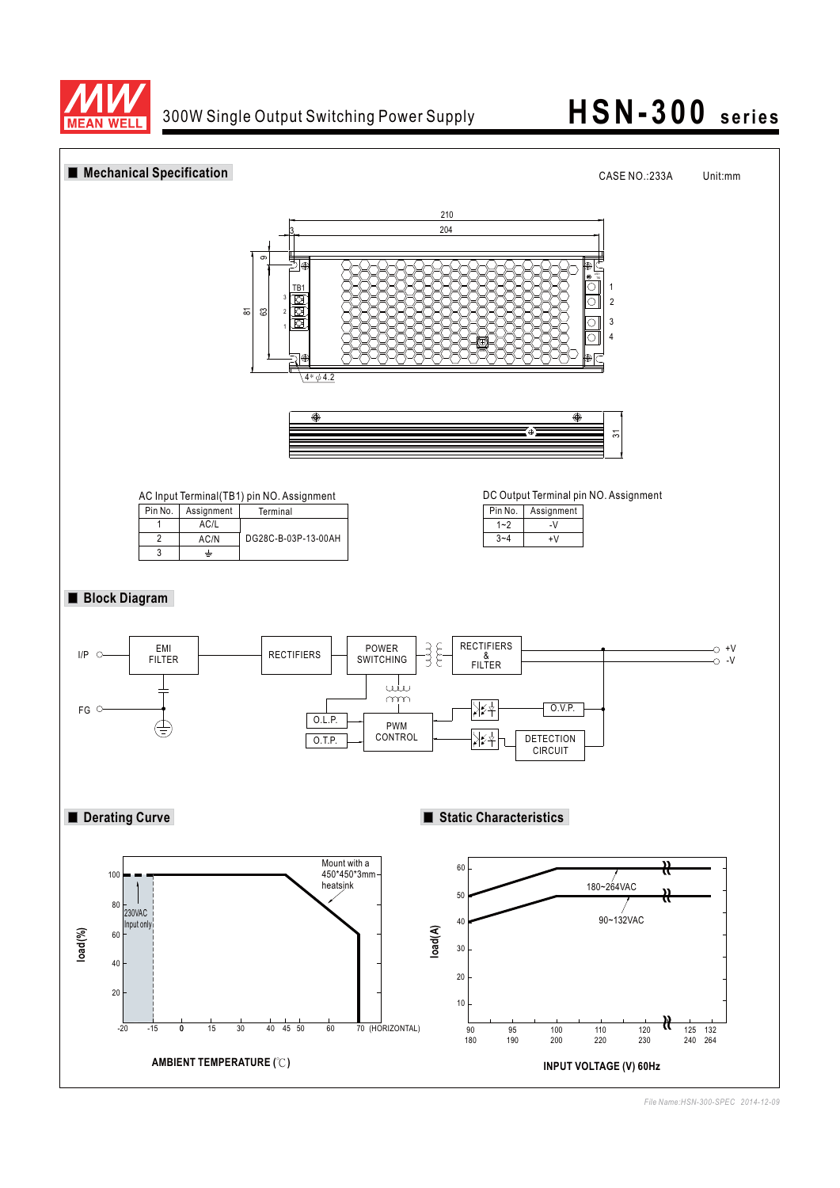## Mechanical Specification

CASE NO.:233A Unit:mm

AC Input Terminal(TB1) pin NO. Assignment

| Pin No. | Assignment | Terminal |
|---|---|---|
| 1 | AC/L | DG28C-B-03P-13-00AH |
| 2 | AC/N | |
| 3 | ⏚ | |

DC Output Terminal pin NO. Assignment

| Pin No. | Assignment |
|---|---|
| 1~2 | -V |
| 3~4 | +V |

## Block Diagram

## Derating Curve

## Static Characteristics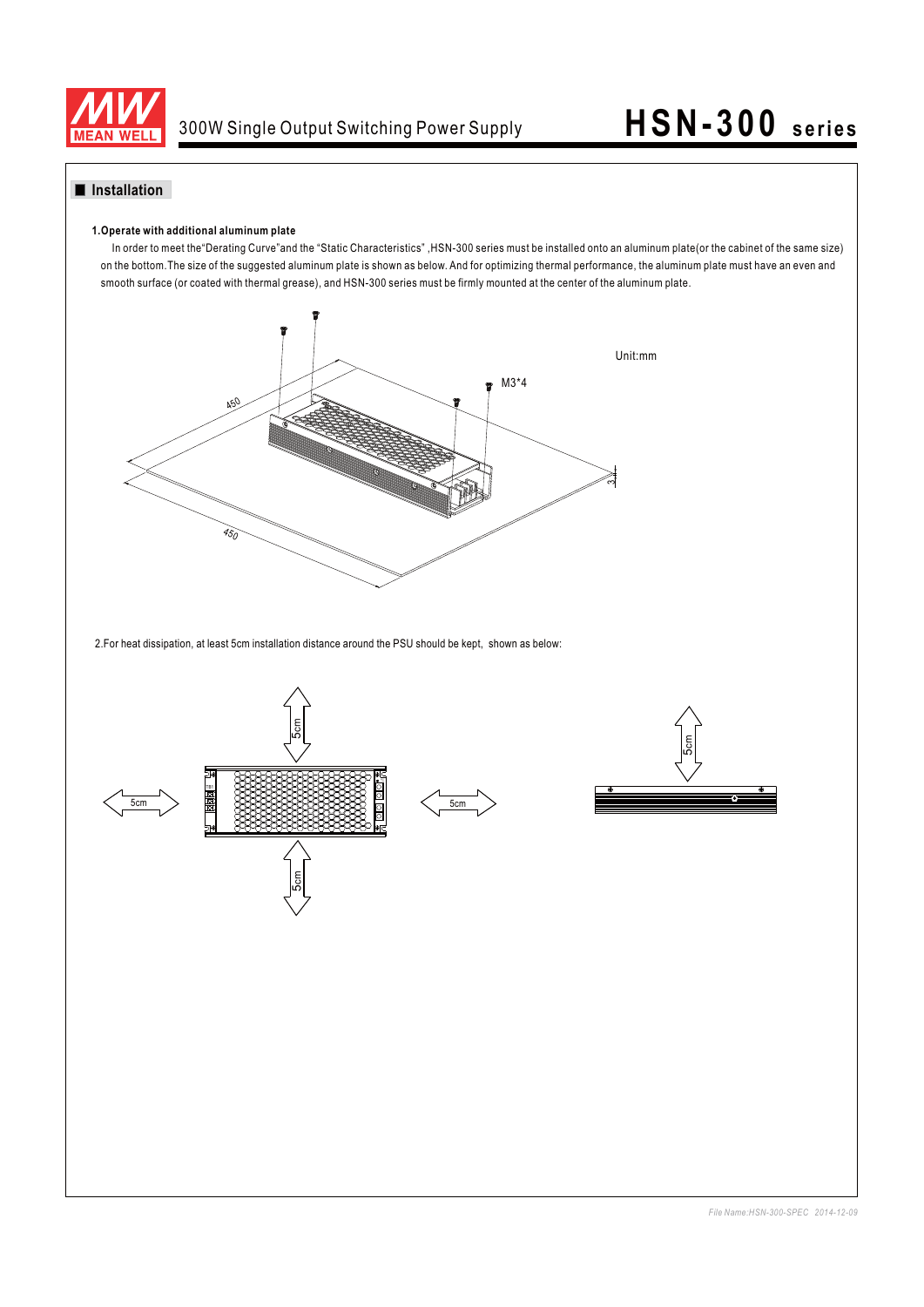## Installation

**1.Operate with additional aluminum plate**

In order to meet the"Derating Curve"and the "Static Characteristics" ,HSN-300 series must be installed onto an aluminum plate(or the cabinet of the same size) on the bottom.The size of the suggested aluminum plate is shown as below. And for optimizing thermal performance, the aluminum plate must have an even and smooth surface (or coated with thermal grease), and HSN-300 series must be firmly mounted at the center of the aluminum plate.

Unit:mm

M3*4

450

450

3

2.For heat dissipation, at least 5cm installation distance around the PSU should be kept, shown as below:

5cm

5cm

5cm

5cm

5cm